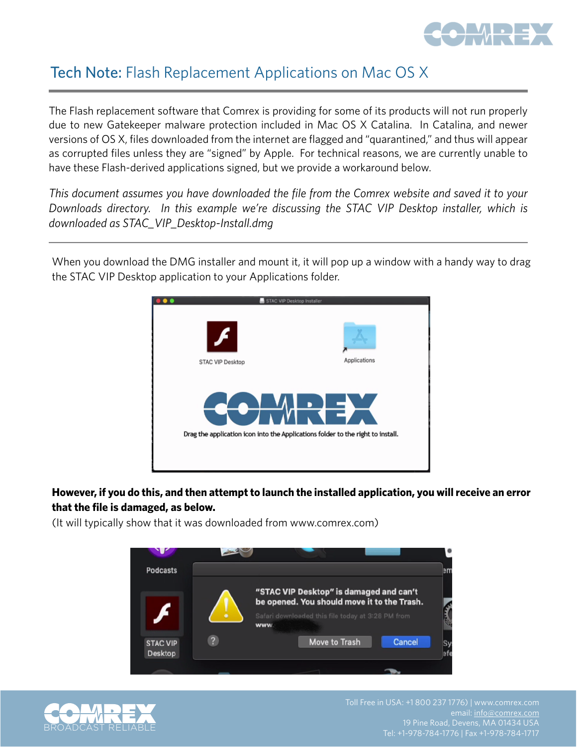# Tech Note: Flash Replacement Applications on Mac OS X

The Flash replacement software that Comrex is providing for some of its products will not run properly due to new Gatekeeper malware protection included in Mac OS X Catalina. In Catalina, and newer versions of OS X, files downloaded from the internet are flagged and "quarantined," and thus will appear as corrupted files unless they are "signed" by Apple. For technical reasons, we are currently unable to have these Flash-derived applications signed, but we provide a workaround below.

*This document assumes you have downloaded the file from the Comrex website and saved it to your Downloads directory. In this example we're discussing the STAC VIP Desktop installer, which is downloaded as STAC_VIP_Desktop-Install.dmg*

---

When you download the DMG installer and mount it, it will pop up a window with a handy way to drag the STAC VIP Desktop application to your Applications folder.

**However, if you do this, and then attempt to launch the installed application, you will receive an error that the file is damaged, as below.**

(It will typically show that it was downloaded from www.comrex.com)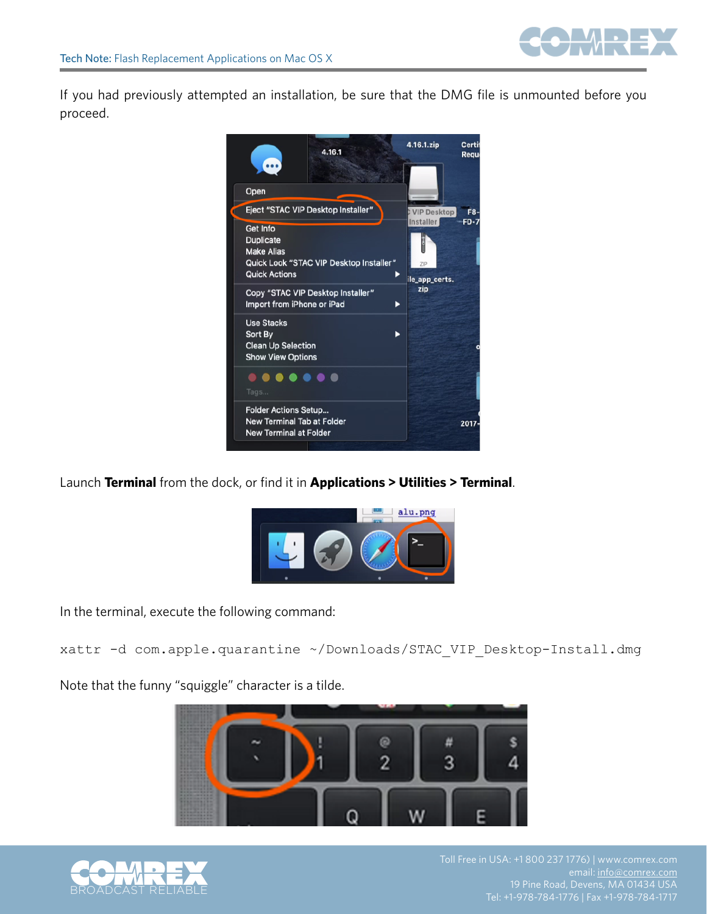If you had previously attempted an installation, be sure that the DMG file is unmounted before you proceed.

Launch **Terminal** from the dock, or find it in **Applications > Utilities > Terminal**.

In the terminal, execute the following command:

```
xattr -d com.apple.quarantine ~/Downloads/STAC_VIP_Desktop-Install.dmg
```

Note that the funny "squiggle" character is a tilde.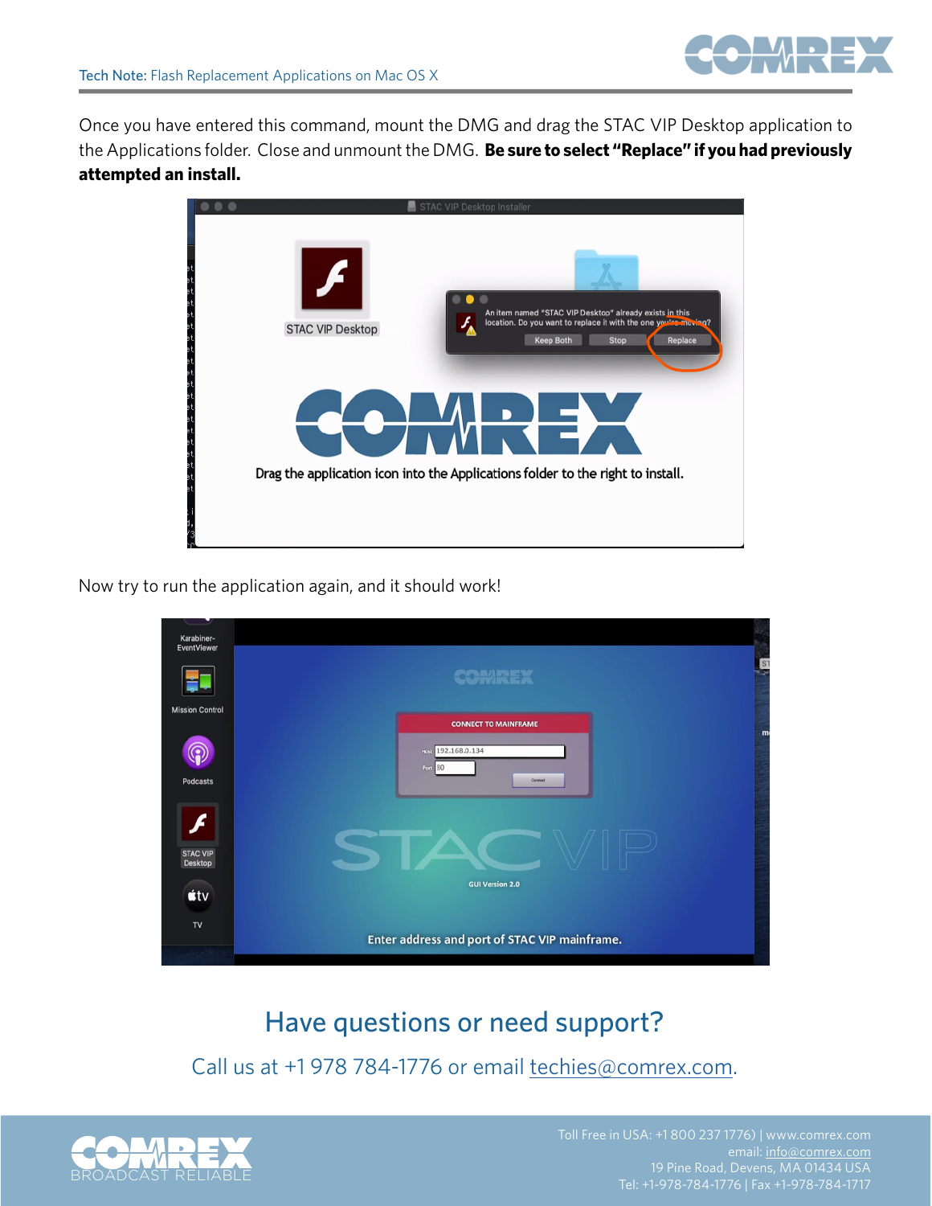Once you have entered this command, mount the DMG and drag the STAC VIP Desktop application to the Applications folder. Close and unmount the DMG. **Be sure to select "Replace" if you had previously attempted an install.**

Now try to run the application again, and it should work!

## Have questions or need support?

Call us at +1 978 784-1776 or email techies@comrex.com.

Toll Free in USA: +1 800 237 1776) | www.comrex.com
email: info@comrex.com
19 Pine Road, Devens, MA 01434 USA
Tel: +1-978-784-1776 | Fax +1-978-784-1717